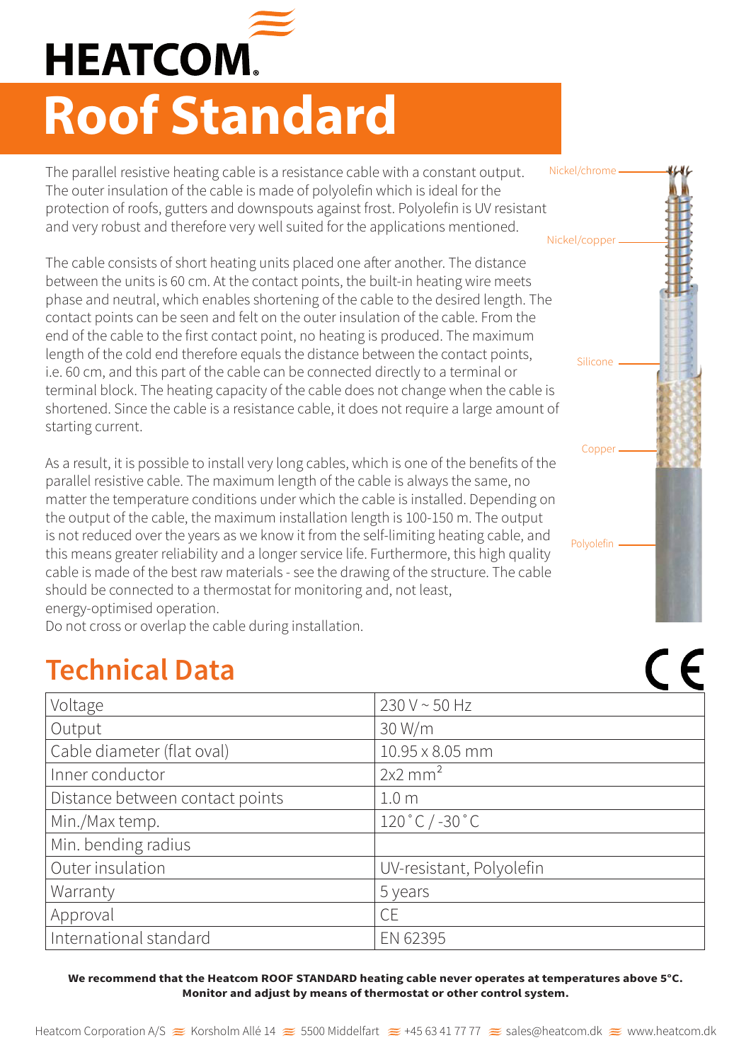# HEATCOM

# Roof Standard

The parallel resistive heating cable is a resistance cable with a constant output. The outer insulation of the cable is made of polyolefin which is ideal for the protection of roofs, gutters and downspouts against frost. Polyolefin is UV resistant and very robust and therefore very well suited for the applications mentioned.

The cable consists of short heating units placed one after another. The distance between the units is 60 cm. At the contact points, the built-in heating wire meets phase and neutral, which enables shortening of the cable to the desired length. The contact points can be seen and felt on the outer insulation of the cable. From the end of the cable to the first contact point, no heating is produced. The maximum length of the cold end therefore equals the distance between the contact points, i.e. 60 cm, and this part of the cable can be connected directly to a terminal or terminal block. The heating capacity of the cable does not change when the cable is shortened. Since the cable is a resistance cable, it does not require a large amount of starting current.

As a result, it is possible to install very long cables, which is one of the benefits of the parallel resistive cable. The maximum length of the cable is always the same, no matter the temperature conditions under which the cable is installed. Depending on the output of the cable, the maximum installation length is 100-150 m. The output is not reduced over the years as we know it from the self-limiting heating cable, and this means greater reliability and a longer service life. Furthermore, this high quality cable is made of the best raw materials - see the drawing of the structure. The cable should be connected to a thermostat for monitoring and, not least, energy-optimised operation.
Do not cross or overlap the cable during installation.

Nickel/chrome
Nickel/copper
Silicone
Copper
Polyolefin

CE

## Technical Data

| | |
|---|---|
| Voltage | 230 V ~ 50 Hz |
| Output | 30 W/m |
| Cable diameter (flat oval) | 10.95 x 8.05 mm |
| Inner conductor | 2x2 $mm^2$ |
| Distance between contact points | 1.0 m |
| Min./Max temp. | 120 °C / -30 °C |
| Min. bending radius | |
| Outer insulation | UV-resistant, Polyolefin |
| Warranty | 5 years |
| Approval | CE |
| International standard | EN 62395 |

**We recommend that the Heatcom ROOF STANDARD heating cable never operates at temperatures above 5°C. Monitor and adjust by means of thermostat or other control system.**

Heatcom Corporation A/S ≋ Korsholm Allé 14 ≋ 5500 Middelfart ≋ +45 63 41 77 77 ≋ sales@heatcom.dk ≋ www.heatcom.dk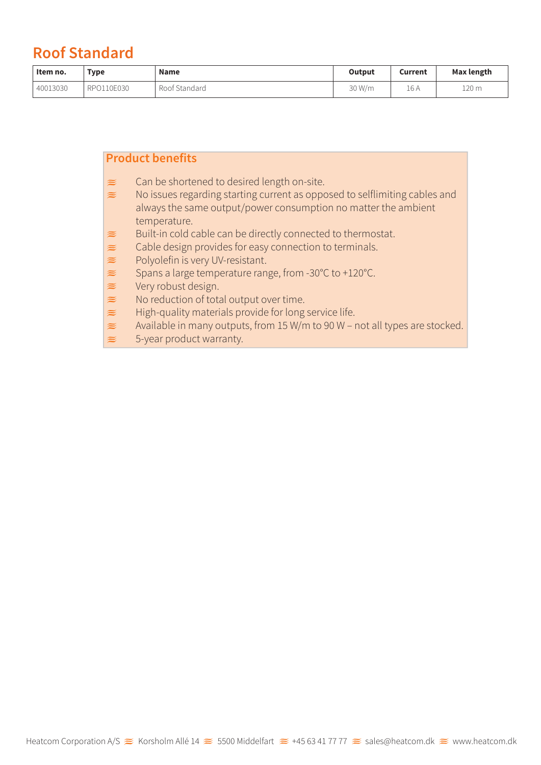# Roof Standard

| Item no. | Type | Name | Output | Current | Max length |
|---|---|---|---|---|---|
| 40013030 | RPO110E030 | Roof Standard | 30 W/m | 16 A | 120 m |

## Product benefits

- Can be shortened to desired length on-site.
- No issues regarding starting current as opposed to selflimiting cables and always the same output/power consumption no matter the ambient temperature.
- Built-in cold cable can be directly connected to thermostat.
- Cable design provides for easy connection to terminals.
- Polyolefin is very UV-resistant.
- Spans a large temperature range, from -30°C to +120°C.
- Very robust design.
- No reduction of total output over time.
- High-quality materials provide for long service life.
- Available in many outputs, from 15 W/m to 90 W – not all types are stocked.
- 5-year product warranty.